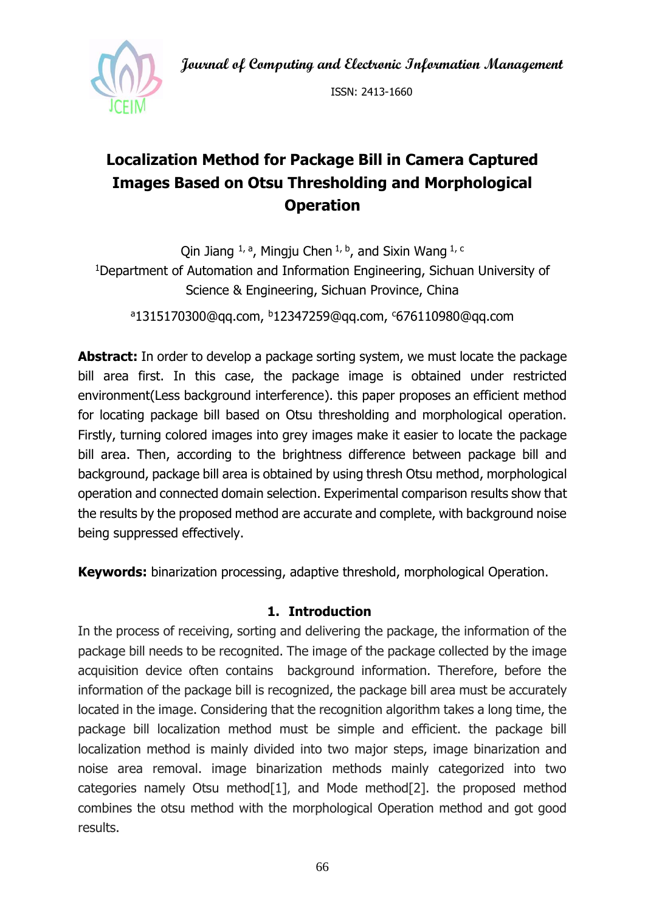Journal of Computing and Electronic Information Management

ISSN: 2413-1660

# Localization Method for Package Bill in Camera Captured Images Based on Otsu Thresholding and Morphological Operation

Qin Jiang [1, a], Mingju Chen [1, b], and Sixin Wang [1, c]

[1]Department of Automation and Information Engineering, Sichuan University of Science & Engineering, Sichuan Province, China

[a]1315170300@qq.com, [b]12347259@qq.com, [c]676110980@qq.com

**Abstract:** In order to develop a package sorting system, we must locate the package bill area first. In this case, the package image is obtained under restricted environment(Less background interference). this paper proposes an efficient method for locating package bill based on Otsu thresholding and morphological operation. Firstly, turning colored images into grey images make it easier to locate the package bill area. Then, according to the brightness difference between package bill and background, package bill area is obtained by using thresh Otsu method, morphological operation and connected domain selection. Experimental comparison results show that the results by the proposed method are accurate and complete, with background noise being suppressed effectively.

**Keywords:** binarization processing, adaptive threshold, morphological Operation.

## 1. Introduction

In the process of receiving, sorting and delivering the package, the information of the package bill needs to be recognited. The image of the package collected by the image acquisition device often contains background information. Therefore, before the information of the package bill is recognized, the package bill area must be accurately located in the image. Considering that the recognition algorithm takes a long time, the package bill localization method must be simple and efficient. the package bill localization method is mainly divided into two major steps, image binarization and noise area removal. image binarization methods mainly categorized into two categories namely Otsu method[1], and Mode method[2]. the proposed method combines the otsu method with the morphological Operation method and got good results.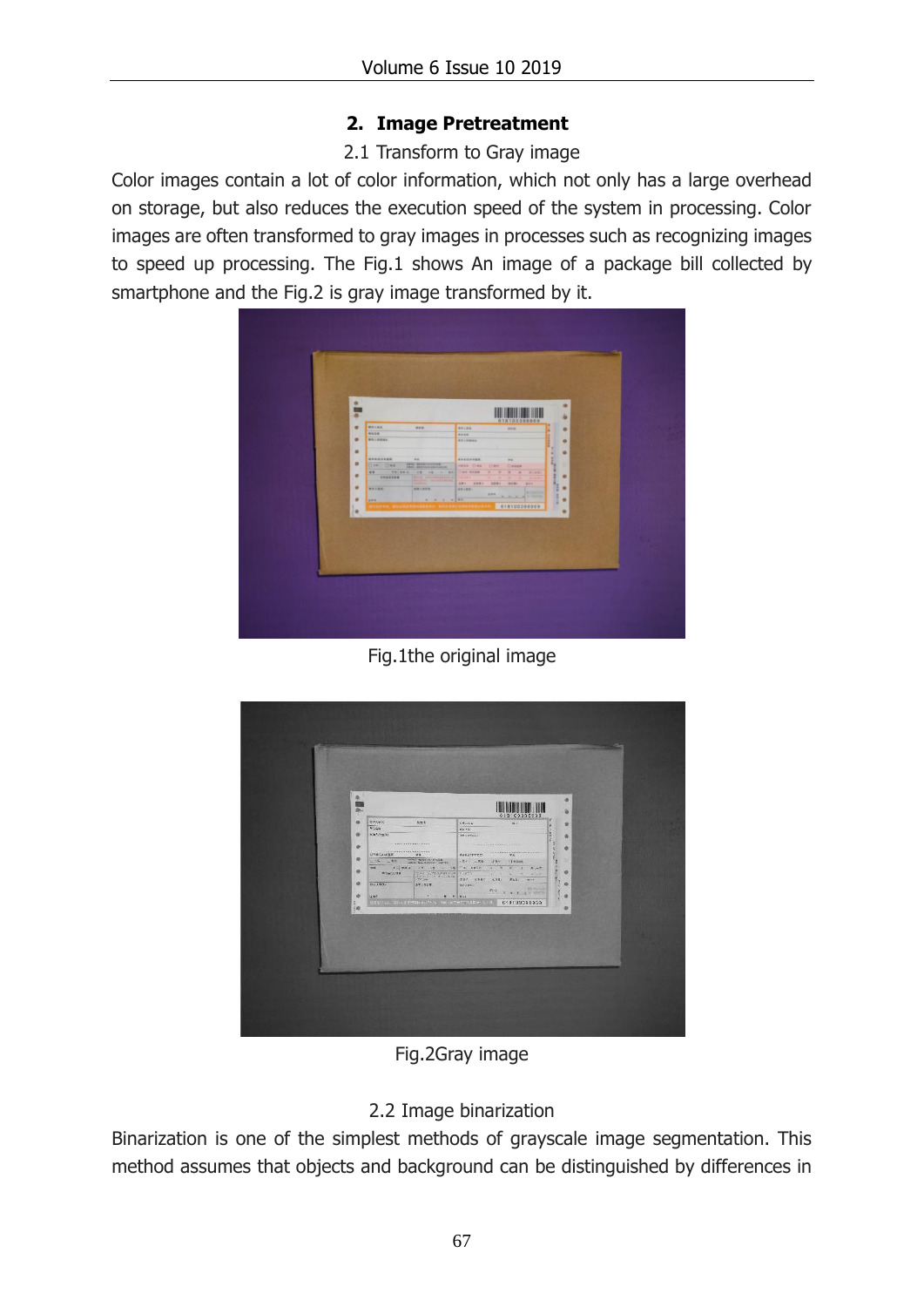## 2. Image Pretreatment

2.1 Transform to Gray image

Color images contain a lot of color information, which not only has a large overhead on storage, but also reduces the execution speed of the system in processing. Color images are often transformed to gray images in processes such as recognizing images to speed up processing. The Fig.1 shows An image of a package bill collected by smartphone and the Fig.2 is gray image transformed by it.

Fig.1the original image

Fig.2Gray image

2.2 Image binarization

Binarization is one of the simplest methods of grayscale image segmentation. This method assumes that objects and background can be distinguished by differences in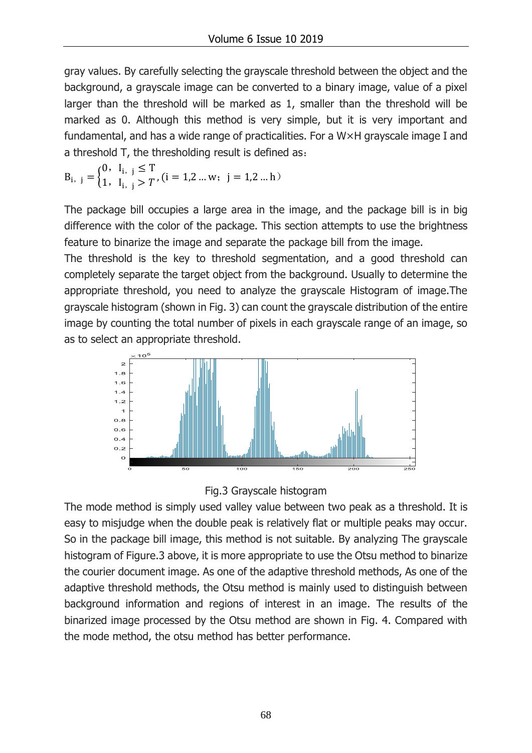gray values. By carefully selecting the grayscale threshold between the object and the background, a grayscale image can be converted to a binary image, value of a pixel larger than the threshold will be marked as 1, smaller than the threshold will be marked as 0. Although this method is very simple, but it is very important and fundamental, and has a wide range of practicalities. For a W×H grayscale image I and a threshold T, the thresholding result is defined as：

$$B_{i,\ j} = \begin{cases} 0, & I_{i,\ j} \leq T \\ 1, & I_{i,\ j} > T \end{cases}, (i = 1,2 \ldots w;\ j = 1,2 \ldots h)$$

The package bill occupies a large area in the image, and the package bill is in big difference with the color of the package. This section attempts to use the brightness feature to binarize the image and separate the package bill from the image.

The threshold is the key to threshold segmentation, and a good threshold can completely separate the target object from the background. Usually to determine the appropriate threshold, you need to analyze the grayscale Histogram of image.The grayscale histogram (shown in Fig. 3) can count the grayscale distribution of the entire image by counting the total number of pixels in each grayscale range of an image, so as to select an appropriate threshold.

Fig.3 Grayscale histogram

The mode method is simply used valley value between two peak as a threshold. It is easy to misjudge when the double peak is relatively flat or multiple peaks may occur. So in the package bill image, this method is not suitable. By analyzing The grayscale histogram of Figure.3 above, it is more appropriate to use the Otsu method to binarize the courier document image. As one of the adaptive threshold methods, As one of the adaptive threshold methods, the Otsu method is mainly used to distinguish between background information and regions of interest in an image. The results of the binarized image processed by the Otsu method are shown in Fig. 4. Compared with the mode method, the otsu method has better performance.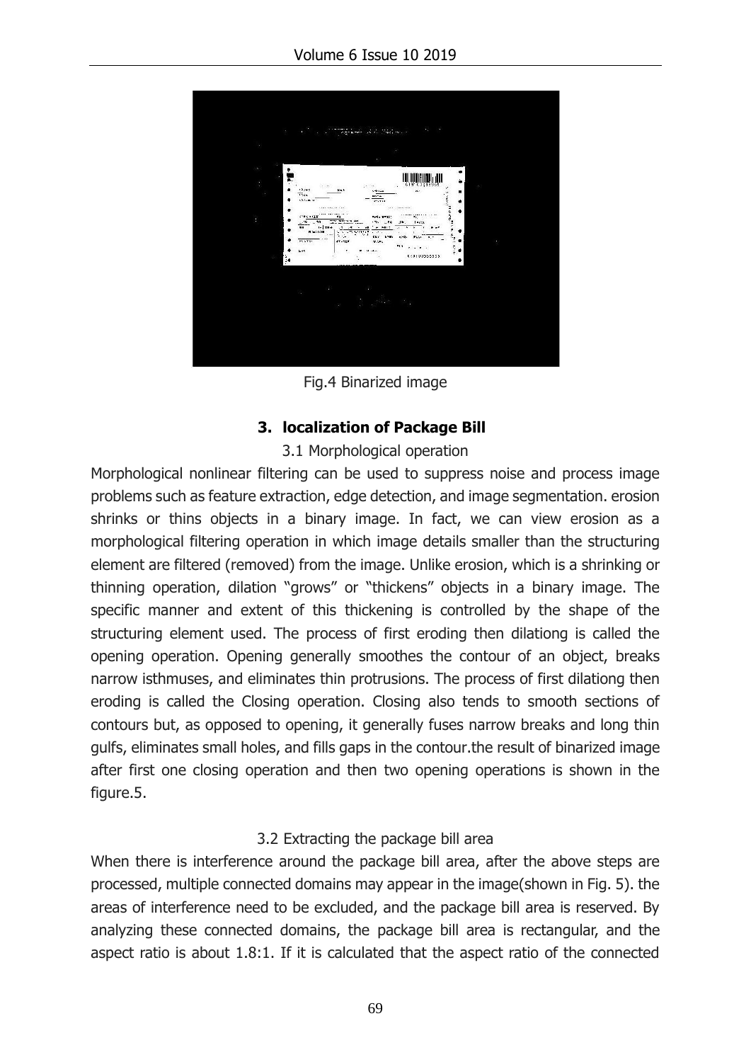Fig.4 Binarized image

## 3. localization of Package Bill

### 3.1 Morphological operation

Morphological nonlinear filtering can be used to suppress noise and process image problems such as feature extraction, edge detection, and image segmentation. erosion shrinks or thins objects in a binary image. In fact, we can view erosion as a morphological filtering operation in which image details smaller than the structuring element are filtered (removed) from the image. Unlike erosion, which is a shrinking or thinning operation, dilation "grows" or "thickens" objects in a binary image. The specific manner and extent of this thickening is controlled by the shape of the structuring element used. The process of first eroding then dilationg is called the opening operation. Opening generally smoothes the contour of an object, breaks narrow isthmuses, and eliminates thin protrusions. The process of first dilationg then eroding is called the Closing operation. Closing also tends to smooth sections of contours but, as opposed to opening, it generally fuses narrow breaks and long thin gulfs, eliminates small holes, and fills gaps in the contour.the result of binarized image after first one closing operation and then two opening operations is shown in the figure.5.

### 3.2 Extracting the package bill area

When there is interference around the package bill area, after the above steps are processed, multiple connected domains may appear in the image(shown in Fig. 5). the areas of interference need to be excluded, and the package bill area is reserved. By analyzing these connected domains, the package bill area is rectangular, and the aspect ratio is about 1.8:1. If it is calculated that the aspect ratio of the connected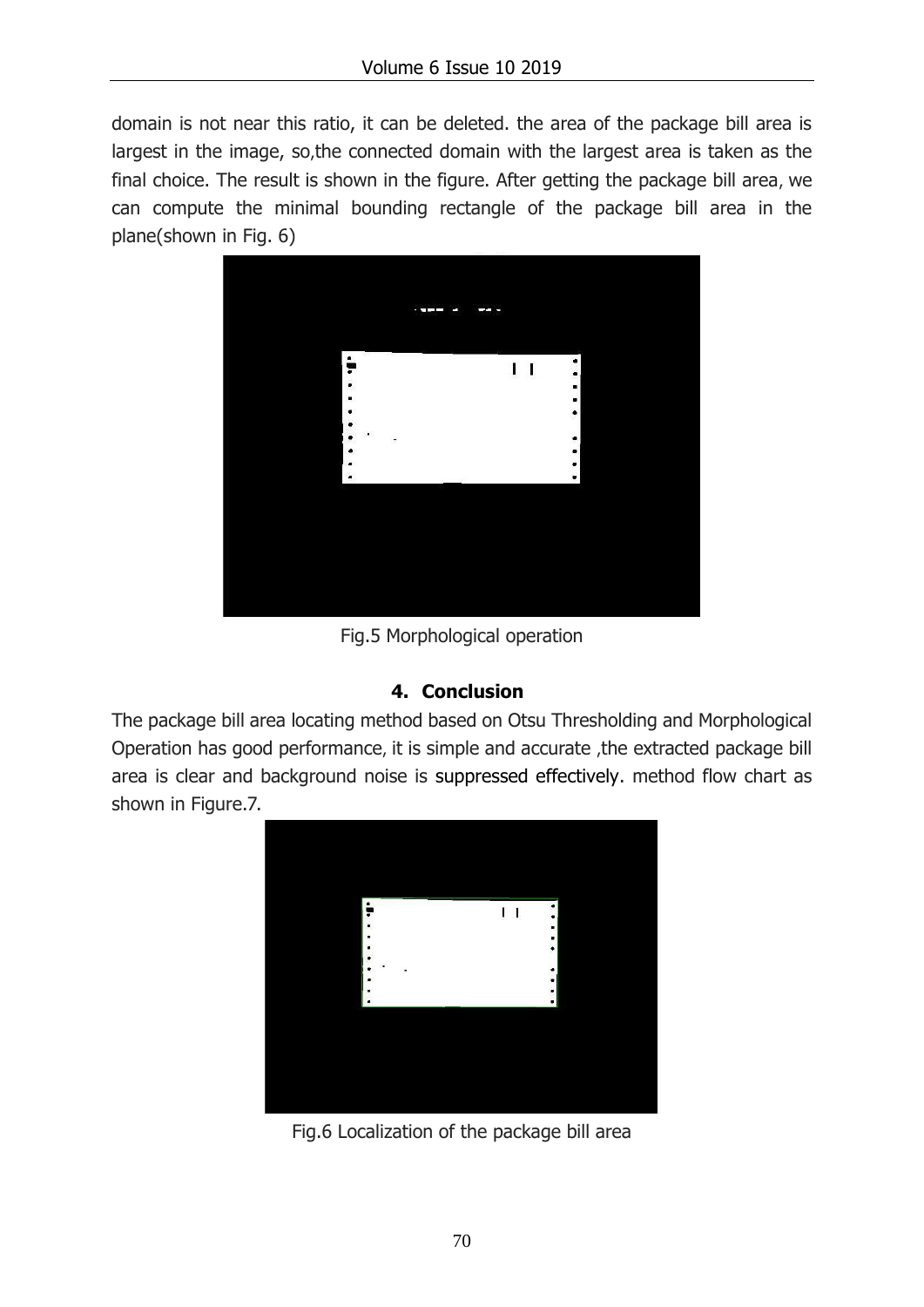domain is not near this ratio, it can be deleted. the area of the package bill area is largest in the image, so,the connected domain with the largest area is taken as the final choice. The result is shown in the figure. After getting the package bill area, we can compute the minimal bounding rectangle of the package bill area in the plane(shown in Fig. 6)

Fig.5 Morphological operation

## 4. Conclusion

The package bill area locating method based on Otsu Thresholding and Morphological Operation has good performance, it is simple and accurate ,the extracted package bill area is clear and background noise is suppressed effectively. method flow chart as shown in Figure.7.

Fig.6 Localization of the package bill area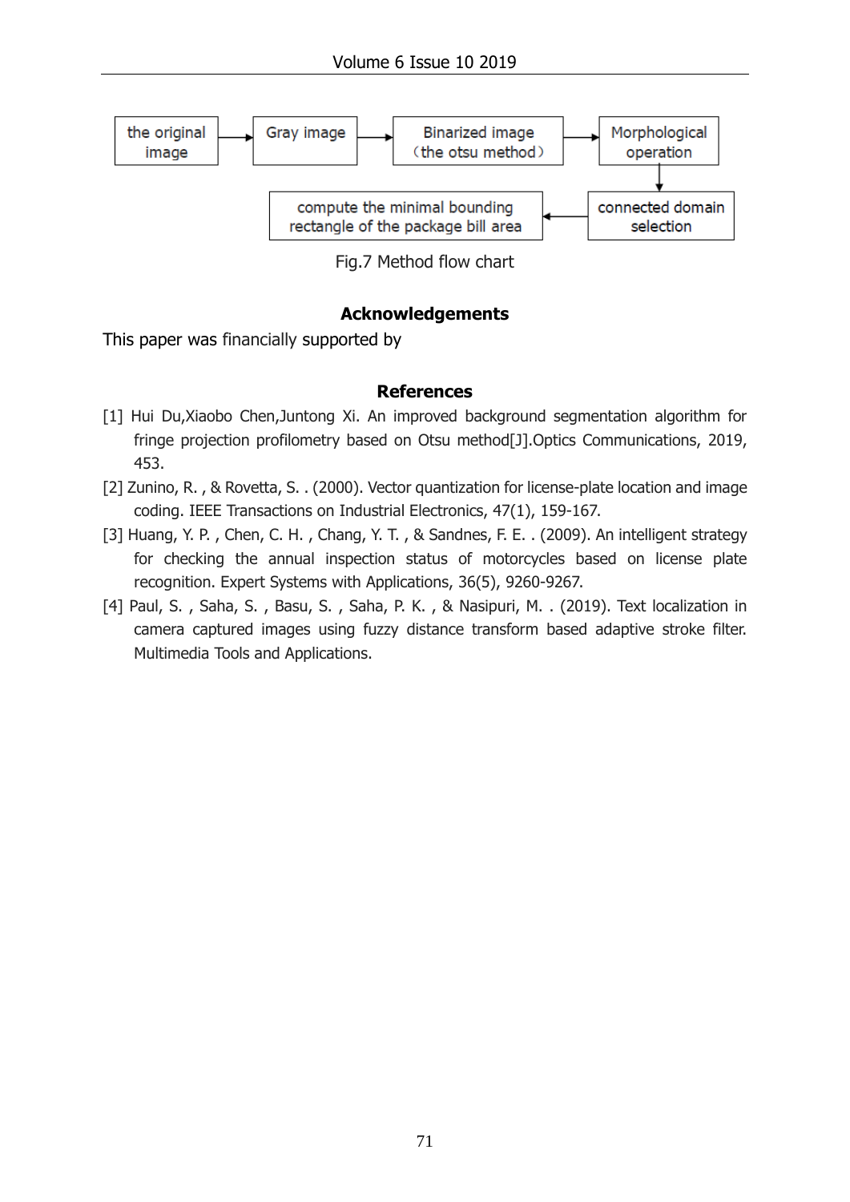the original image

Gray image

Binarized image (the otsu method)

Morphological operation

connected domain selection

compute the minimal bounding rectangle of the package bill area

Fig.7 Method flow chart

## Acknowledgements

This paper was financially supported by

## References

[1] Hui Du,Xiaobo Chen,Juntong Xi. An improved background segmentation algorithm for fringe projection profilometry based on Otsu method[J].Optics Communications, 2019, 453.

[2] Zunino, R. , & Rovetta, S. . (2000). Vector quantization for license-plate location and image coding. IEEE Transactions on Industrial Electronics, 47(1), 159-167.

[3] Huang, Y. P. , Chen, C. H. , Chang, Y. T. , & Sandnes, F. E. . (2009). An intelligent strategy for checking the annual inspection status of motorcycles based on license plate recognition. Expert Systems with Applications, 36(5), 9260-9267.

[4] Paul, S. , Saha, S. , Basu, S. , Saha, P. K. , & Nasipuri, M. . (2019). Text localization in camera captured images using fuzzy distance transform based adaptive stroke filter. Multimedia Tools and Applications.